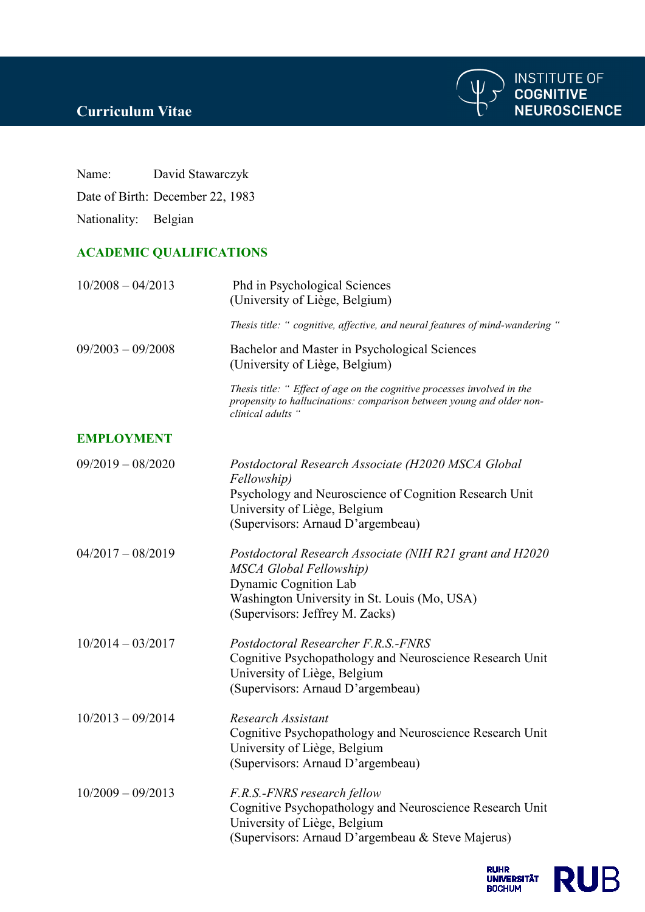# Curriculum Vitae

Name: David Stawarczyk

Date of Birth: December 22, 1983

Nationality: Belgian

## ACADEMIC QUALIFICATIONS

10/2008 – 04/2013
Phd in Psychological Sciences
(University of Liège, Belgium)

*Thesis title: " cognitive, affective, and neural features of mind-wandering "*

09/2003 – 09/2008
Bachelor and Master in Psychological Sciences
(University of Liège, Belgium)

*Thesis title: " Effect of age on the cognitive processes involved in the propensity to hallucinations: comparison between young and older non-clinical adults "*

## EMPLOYMENT

09/2019 – 08/2020
*Postdoctoral Research Associate (H2020 MSCA Global Fellowship)*
Psychology and Neuroscience of Cognition Research Unit
University of Liège, Belgium
(Supervisors: Arnaud D'argembeau)

04/2017 – 08/2019
*Postdoctoral Research Associate (NIH R21 grant and H2020 MSCA Global Fellowship)*
Dynamic Cognition Lab
Washington University in St. Louis (Mo, USA)
(Supervisors: Jeffrey M. Zacks)

10/2014 – 03/2017
*Postdoctoral Researcher F.R.S.-FNRS*
Cognitive Psychopathology and Neuroscience Research Unit
University of Liège, Belgium
(Supervisors: Arnaud D'argembeau)

10/2013 – 09/2014
*Research Assistant*
Cognitive Psychopathology and Neuroscience Research Unit
University of Liège, Belgium
(Supervisors: Arnaud D'argembeau)

10/2009 – 09/2013
*F.R.S.-FNRS research fellow*
Cognitive Psychopathology and Neuroscience Research Unit
University of Liège, Belgium
(Supervisors: Arnaud D'argembeau & Steve Majerus)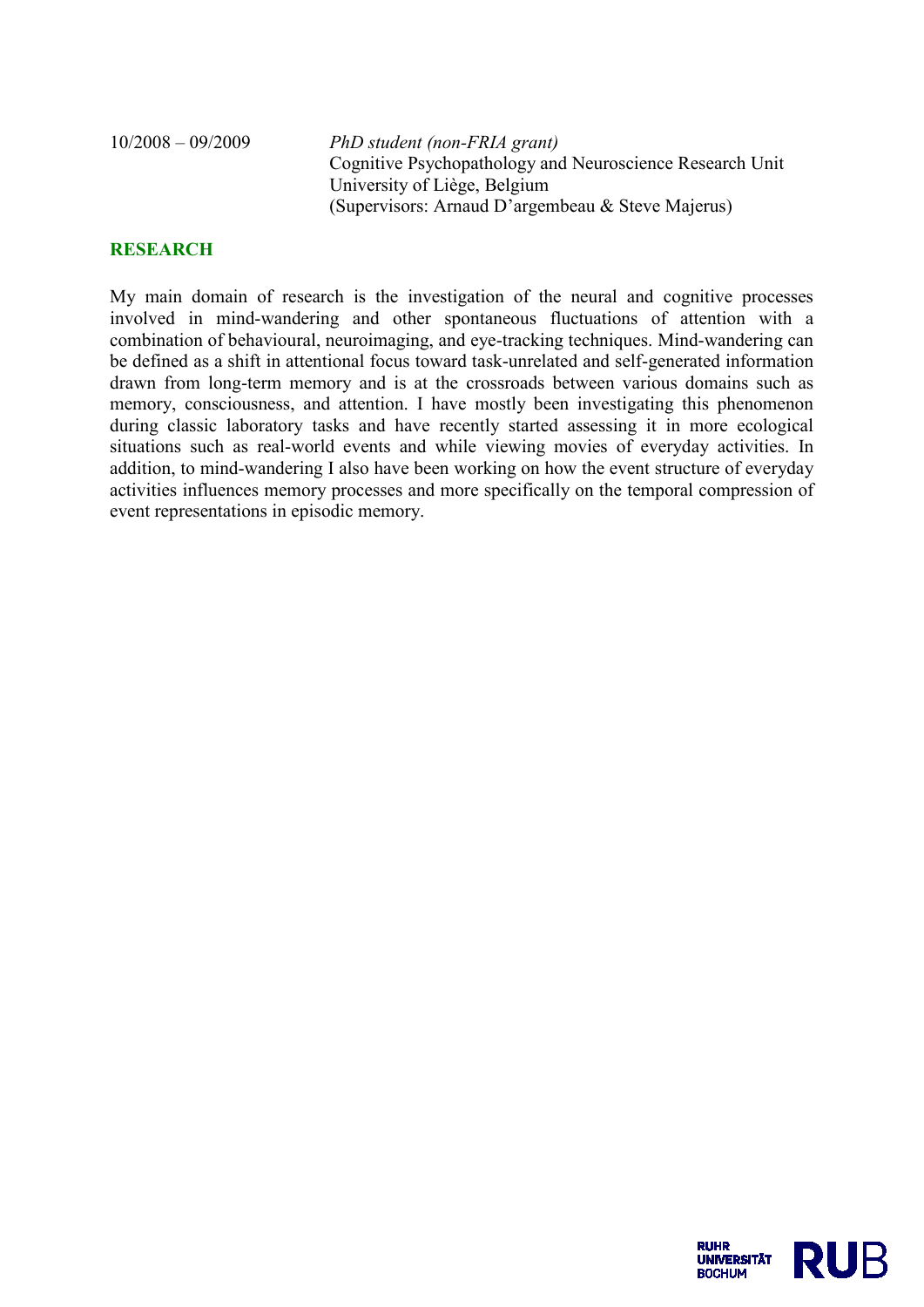10/2008 – 09/2009 *PhD student (non-FRIA grant)*
Cognitive Psychopathology and Neuroscience Research Unit
University of Liège, Belgium
(Supervisors: Arnaud D'argembeau & Steve Majerus)

## RESEARCH

My main domain of research is the investigation of the neural and cognitive processes involved in mind-wandering and other spontaneous fluctuations of attention with a combination of behavioural, neuroimaging, and eye-tracking techniques. Mind-wandering can be defined as a shift in attentional focus toward task-unrelated and self-generated information drawn from long-term memory and is at the crossroads between various domains such as memory, consciousness, and attention. I have mostly been investigating this phenomenon during classic laboratory tasks and have recently started assessing it in more ecological situations such as real-world events and while viewing movies of everyday activities. In addition, to mind-wandering I also have been working on how the event structure of everyday activities influences memory processes and more specifically on the temporal compression of event representations in episodic memory.